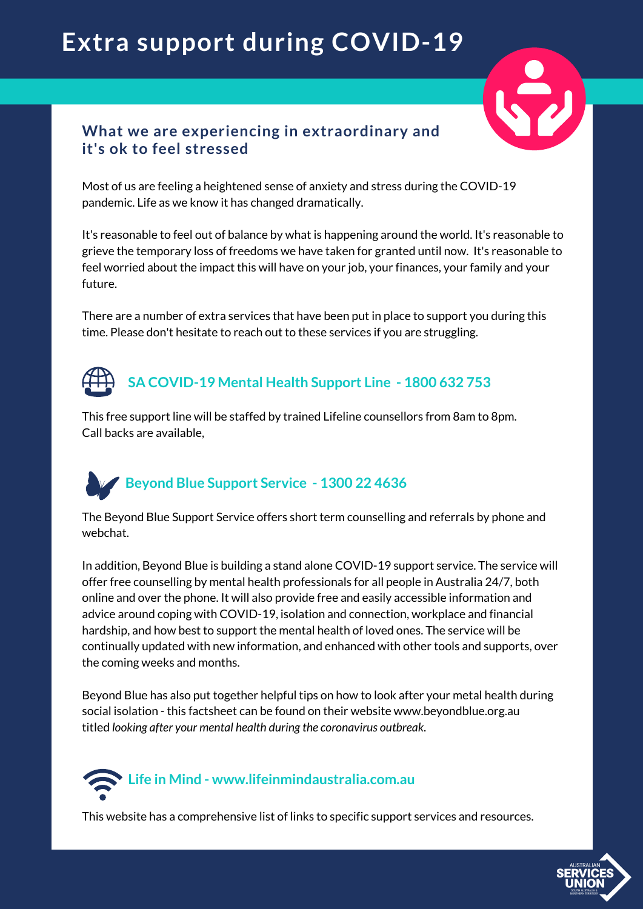# Extra support during COVID-19

## What we are experiencing in extraordinary and it's ok to feel stressed

Most of us are feeling a heightened sense of anxiety and stress during the COVID-19 pandemic. Life as we know it has changed dramatically.

It's reasonable to feel out of balance by what is happening around the world. It's reasonable to grieve the temporary loss of freedoms we have taken for granted until now. It's reasonable to feel worried about the impact this will have on your job, your finances, your family and your future.

There are a number of extra services that have been put in place to support you during this time. Please don't hesitate to reach out to these services if you are struggling.

### SA COVID-19 Mental Health Support Line - 1800 632 753

This free support line will be staffed by trained Lifeline counsellors from 8am to 8pm.
Call backs are available,

### Beyond Blue Support Service - 1300 22 4636

The Beyond Blue Support Service offers short term counselling and referrals by phone and webchat.

In addition, Beyond Blue is building a stand alone COVID-19 support service. The service will offer free counselling by mental health professionals for all people in Australia 24/7, both online and over the phone. It will also provide free and easily accessible information and advice around coping with COVID-19, isolation and connection, workplace and financial hardship, and how best to support the mental health of loved ones. The service will be continually updated with new information, and enhanced with other tools and supports, over the coming weeks and months.

Beyond Blue has also put together helpful tips on how to look after your metal health during social isolation - this factsheet can be found on their website www.beyondblue.org.au titled *looking after your mental health during the coronavirus outbreak.*

### Life in Mind - www.lifeinmindaustralia.com.au

This website has a comprehensive list of links to specific support services and resources.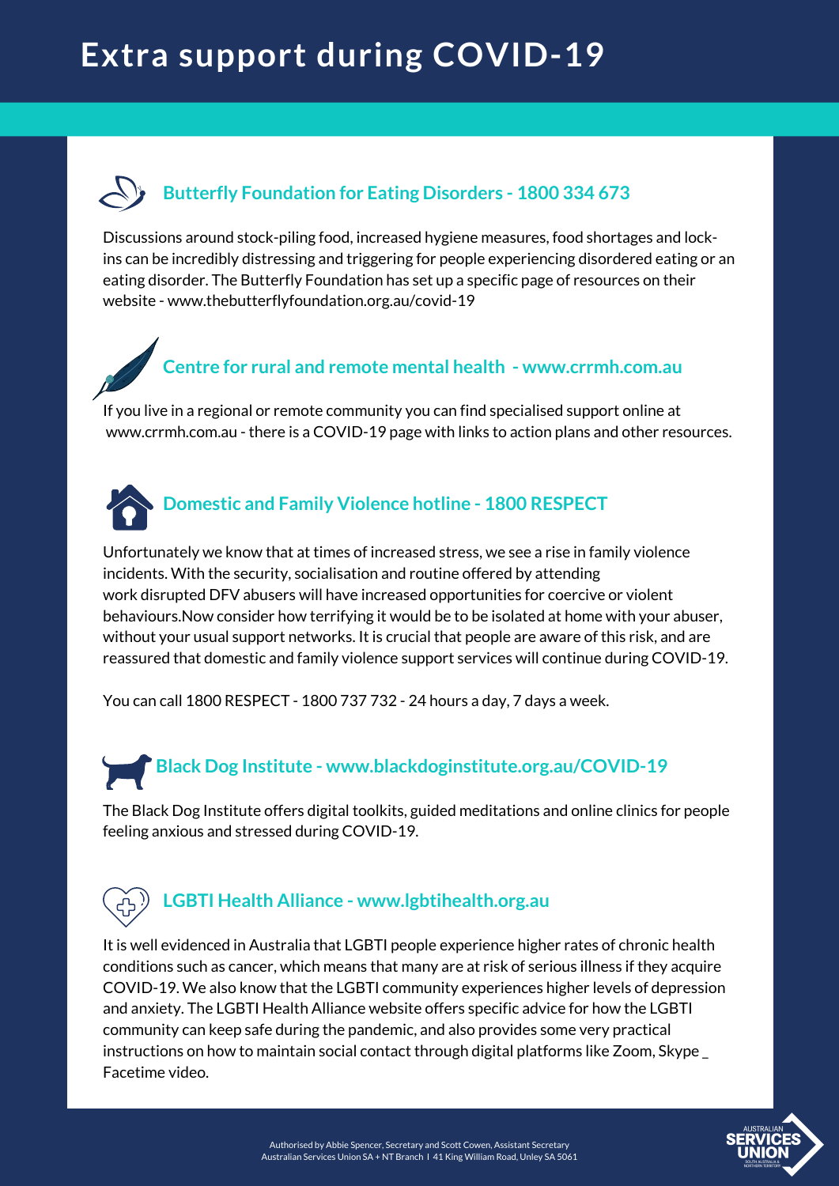# Extra support during COVID-19

## Butterfly Foundation for Eating Disorders - 1800 334 673

Discussions around stock-piling food, increased hygiene measures, food shortages and lock-ins can be incredibly distressing and triggering for people experiencing disordered eating or an eating disorder. The Butterfly Foundation has set up a specific page of resources on their website - www.thebutterflyfoundation.org.au/covid-19

## Centre for rural and remote mental health - www.crrmh.com.au

If you live in a regional or remote community you can find specialised support online at www.crrmh.com.au - there is a COVID-19 page with links to action plans and other resources.

## Domestic and Family Violence hotline - 1800 RESPECT

Unfortunately we know that at times of increased stress, we see a rise in family violence incidents. With the security, socialisation and routine offered by attending work disrupted DFV abusers will have increased opportunities for coercive or violent behaviours.Now consider how terrifying it would be to be isolated at home with your abuser, without your usual support networks. It is crucial that people are aware of this risk, and are reassured that domestic and family violence support services will continue during COVID-19.

You can call 1800 RESPECT - 1800 737 732 - 24 hours a day, 7 days a week.

## Black Dog Institute - www.blackdoginstitute.org.au/COVID-19

The Black Dog Institute offers digital toolkits, guided meditations and online clinics for people feeling anxious and stressed during COVID-19.

## LGBTI Health Alliance - www.lgbtihealth.org.au

It is well evidenced in Australia that LGBTI people experience higher rates of chronic health conditions such as cancer, which means that many are at risk of serious illness if they acquire COVID-19. We also know that the LGBTI community experiences higher levels of depression and anxiety. The LGBTI Health Alliance website offers specific advice for how the LGBTI community can keep safe during the pandemic, and also provides some very practical instructions on how to maintain social contact through digital platforms like Zoom, Skype _ Facetime video.

Authorised by Abbie Spencer, Secretary and Scott Cowen, Assistant Secretary
Australian Services Union SA + NT Branch | 41 King William Road, Unley SA 5061